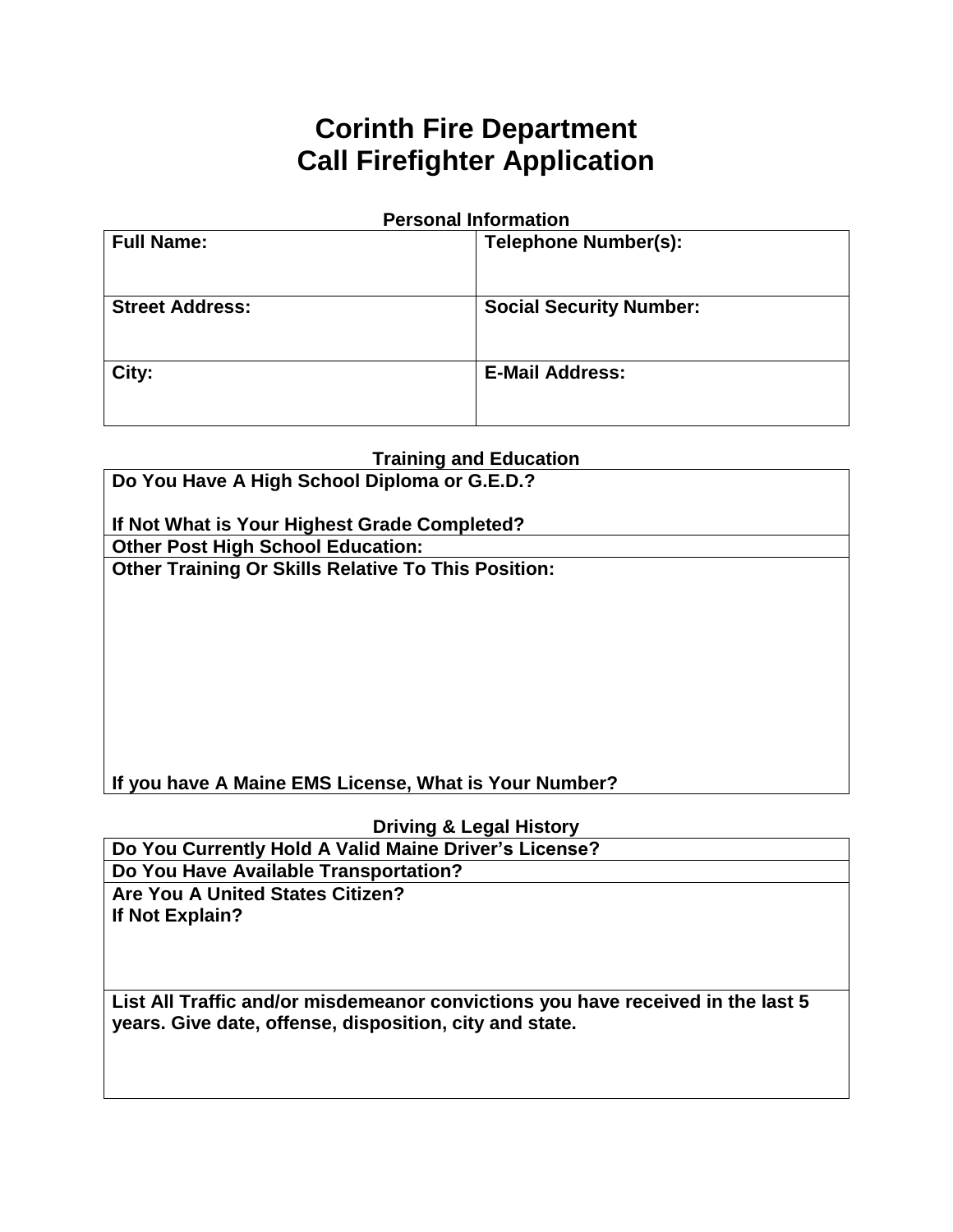# Corinth Fire Department
# Call Firefighter Application

### Personal Information

| Full Name: | Telephone Number(s): |
| --- | --- |
| Street Address: | Social Security Number: |
| City: | E-Mail Address: |

### Training and Education

| Do You Have A High School Diploma or G.E.D.?<br><br>If Not What is Your Highest Grade Completed? |
| --- |
| Other Post High School Education: |
| Other Training Or Skills Relative To This Position:<br><br><br><br><br><br><br><br>If you have A Maine EMS License, What is Your Number? |

### Driving & Legal History

| Do You Currently Hold A Valid Maine Driver's License? |
| --- |
| Do You Have Available Transportation? |
| Are You A United States Citizen?<br>If Not Explain? |
| List All Traffic and/or misdemeanor convictions you have received in the last 5 years. Give date, offense, disposition, city and state. |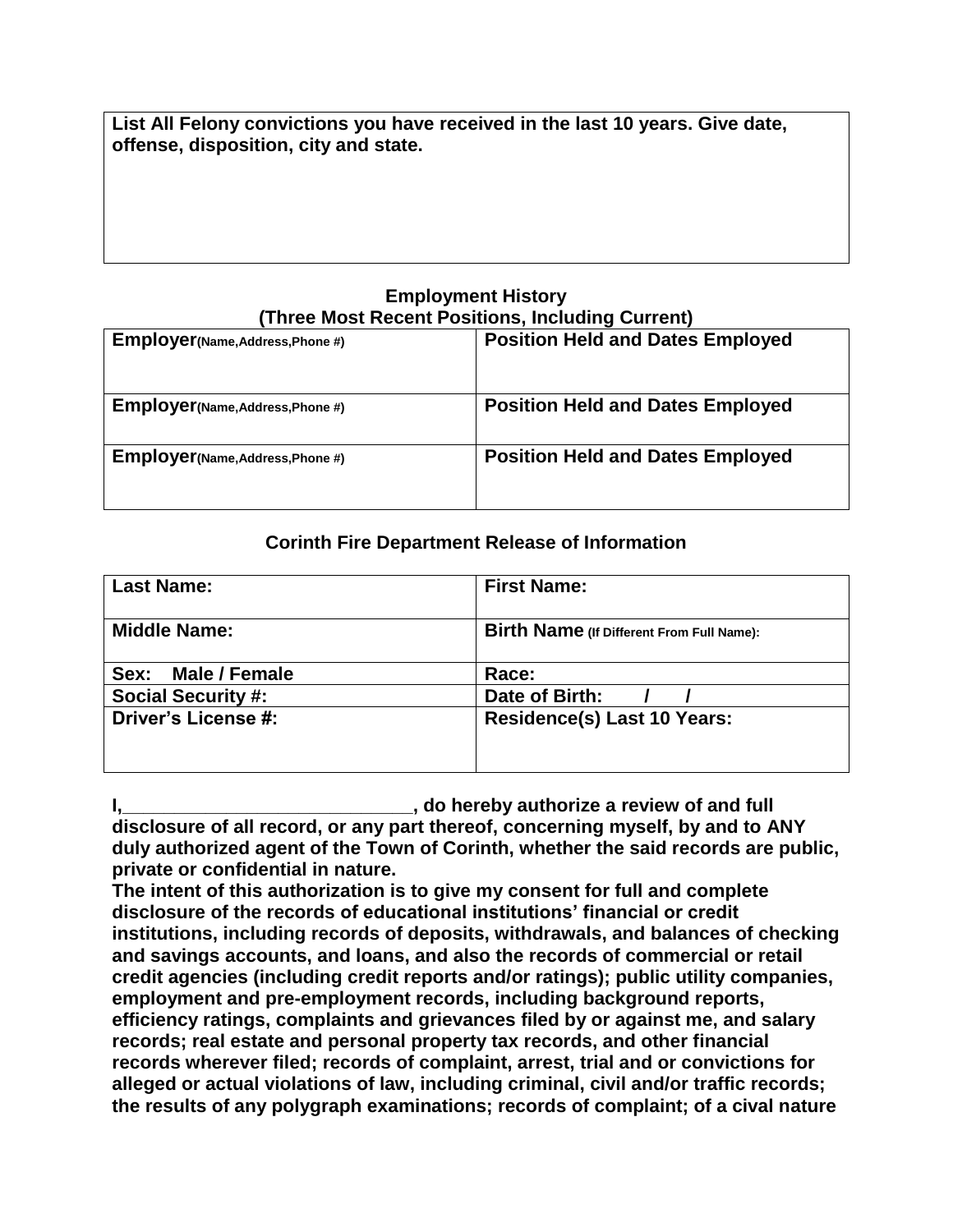| **List All Felony convictions you have received in the last 10 years. Give date, offense, disposition, city and state.** |
| --- |
| |

## Employment History
### (Three Most Recent Positions, Including Current)

| **Employer**(Name,Address,Phone #) | **Position Held and Dates Employed** |
| --- | --- |
| **Employer**(Name,Address,Phone #) | **Position Held and Dates Employed** |
| **Employer**(Name,Address,Phone #) | **Position Held and Dates Employed** |

## Corinth Fire Department Release of Information

| **Last Name:** | **First Name:** |
| --- | --- |
| **Middle Name:** | **Birth Name** (If Different From Full Name): |
| **Sex: Male / Female** | **Race:** |
| **Social Security #:** | **Date of Birth: / /** |
| **Driver's License #:** | **Residence(s) Last 10 Years:** |

**I,____________________________, do hereby authorize a review of and full disclosure of all record, or any part thereof, concerning myself, by and to ANY duly authorized agent of the Town of Corinth, whether the said records are public, private or confidential in nature.**
**The intent of this authorization is to give my consent for full and complete disclosure of the records of educational institutions' financial or credit institutions, including records of deposits, withdrawals, and balances of checking and savings accounts, and loans, and also the records of commercial or retail credit agencies (including credit reports and/or ratings); public utility companies, employment and pre-employment records, including background reports, efficiency ratings, complaints and grievances filed by or against me, and salary records; real estate and personal property tax records, and other financial records wherever filed; records of complaint, arrest, trial and or convictions for alleged or actual violations of law, including criminal, civil and/or traffic records; the results of any polygraph examinations; records of complaint; of a cival nature**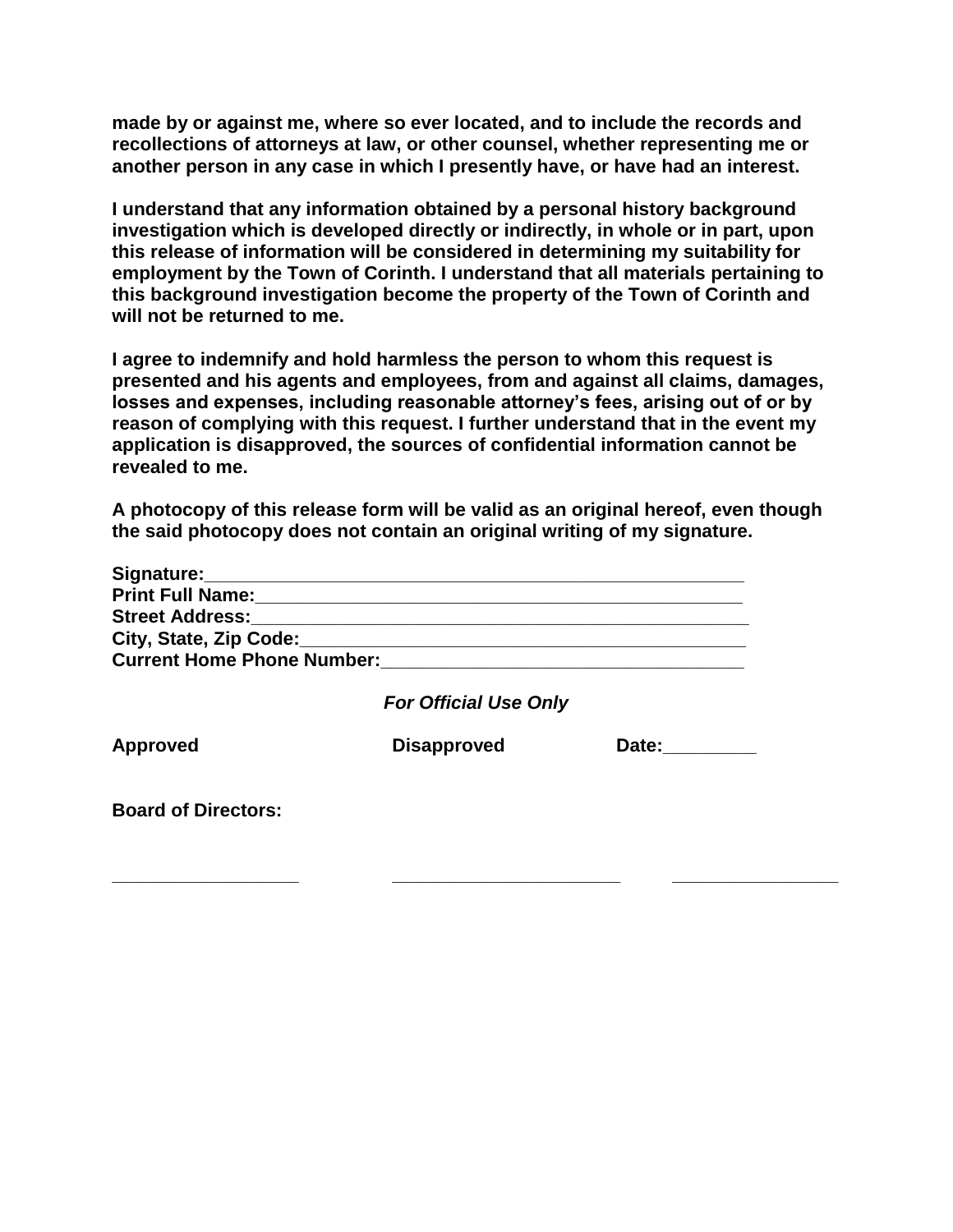**made by or against me, where so ever located, and to include the records and recollections of attorneys at law, or other counsel, whether representing me or another person in any case in which I presently have, or have had an interest.**

**I understand that any information obtained by a personal history background investigation which is developed directly or indirectly, in whole or in part, upon this release of information will be considered in determining my suitability for employment by the Town of Corinth. I understand that all materials pertaining to this background investigation become the property of the Town of Corinth and will not be returned to me.**

**I agree to indemnify and hold harmless the person to whom this request is presented and his agents and employees, from and against all claims, damages, losses and expenses, including reasonable attorney's fees, arising out of or by reason of complying with this request. I further understand that in the event my application is disapproved, the sources of confidential information cannot be revealed to me.**

**A photocopy of this release form will be valid as an original hereof, even though the said photocopy does not contain an original writing of my signature.**

**Signature:**_____________________________________________________
**Print Full Name:**_________________________________________________
**Street Address:**__________________________________________________
**City, State, Zip Code:**____________________________________________
**Current Home Phone Number:**_____________________________________

***For Official Use Only***

**Approved** **Disapproved** **Date:**_________

**Board of Directors:**

__________________ ______________________ ________________